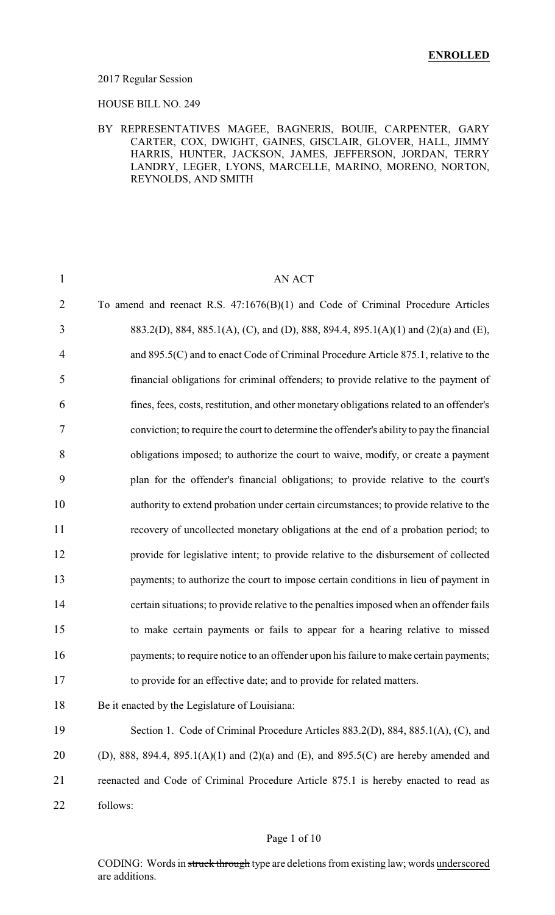**ENROLLED**

2017 Regular Session

HOUSE BILL NO. 249

BY REPRESENTATIVES MAGEE, BAGNERIS, BOUIE, CARPENTER, GARY CARTER, COX, DWIGHT, GAINES, GISCLAIR, GLOVER, HALL, JIMMY HARRIS, HUNTER, JACKSON, JAMES, JEFFERSON, JORDAN, TERRY LANDRY, LEGER, LYONS, MARCELLE, MARINO, MORENO, NORTON, REYNOLDS, AND SMITH

AN ACT

To amend and reenact R.S. 47:1676(B)(1) and Code of Criminal Procedure Articles 883.2(D), 884, 885.1(A), (C), and (D), 888, 894.4, 895.1(A)(1) and (2)(a) and (E), and 895.5(C) and to enact Code of Criminal Procedure Article 875.1, relative to the financial obligations for criminal offenders; to provide relative to the payment of fines, fees, costs, restitution, and other monetary obligations related to an offender's conviction; to require the court to determine the offender's ability to pay the financial obligations imposed; to authorize the court to waive, modify, or create a payment plan for the offender's financial obligations; to provide relative to the court's authority to extend probation under certain circumstances; to provide relative to the recovery of uncollected monetary obligations at the end of a probation period; to provide for legislative intent; to provide relative to the disbursement of collected payments; to authorize the court to impose certain conditions in lieu of payment in certain situations; to provide relative to the penalties imposed when an offender fails to make certain payments or fails to appear for a hearing relative to missed payments; to require notice to an offender upon his failure to make certain payments; to provide for an effective date; and to provide for related matters.

Be it enacted by the Legislature of Louisiana:

Section 1. Code of Criminal Procedure Articles 883.2(D), 884, 885.1(A), (C), and (D), 888, 894.4, 895.1(A)(1) and (2)(a) and (E), and 895.5(C) are hereby amended and reenacted and Code of Criminal Procedure Article 875.1 is hereby enacted to read as follows:

CODING: Words in ~~struck through~~ type are deletions from existing law; words <u>underscored</u> are additions.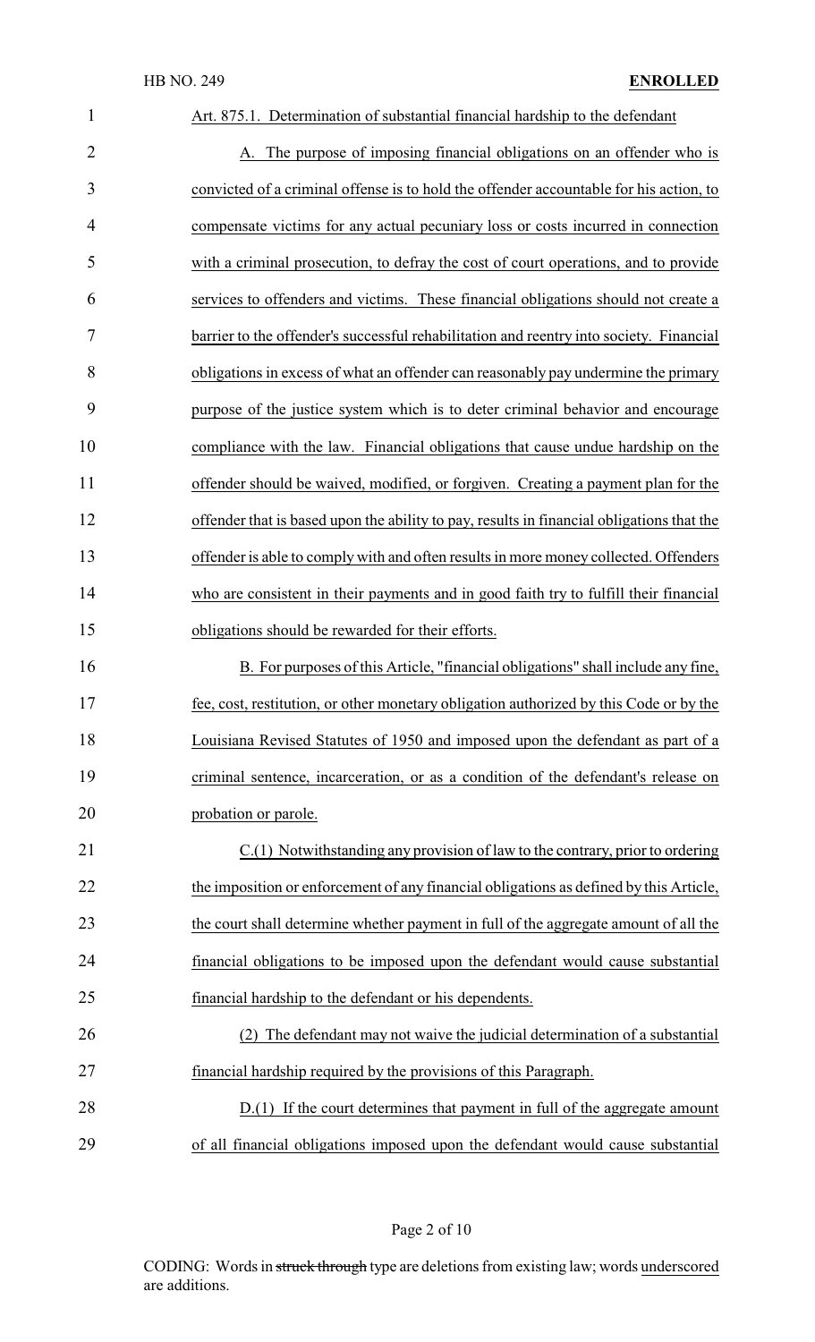Art. 875.1. Determination of substantial financial hardship to the defendant

A. The purpose of imposing financial obligations on an offender who is convicted of a criminal offense is to hold the offender accountable for his action, to compensate victims for any actual pecuniary loss or costs incurred in connection with a criminal prosecution, to defray the cost of court operations, and to provide services to offenders and victims. These financial obligations should not create a barrier to the offender's successful rehabilitation and reentry into society. Financial obligations in excess of what an offender can reasonably pay undermine the primary purpose of the justice system which is to deter criminal behavior and encourage compliance with the law. Financial obligations that cause undue hardship on the offender should be waived, modified, or forgiven. Creating a payment plan for the offender that is based upon the ability to pay, results in financial obligations that the offender is able to comply with and often results in more money collected. Offenders who are consistent in their payments and in good faith try to fulfill their financial obligations should be rewarded for their efforts.

B. For purposes of this Article, "financial obligations" shall include any fine, fee, cost, restitution, or other monetary obligation authorized by this Code or by the Louisiana Revised Statutes of 1950 and imposed upon the defendant as part of a criminal sentence, incarceration, or as a condition of the defendant's release on probation or parole.

C.(1) Notwithstanding any provision of law to the contrary, prior to ordering the imposition or enforcement of any financial obligations as defined by this Article, the court shall determine whether payment in full of the aggregate amount of all the financial obligations to be imposed upon the defendant would cause substantial financial hardship to the defendant or his dependents.

(2) The defendant may not waive the judicial determination of a substantial financial hardship required by the provisions of this Paragraph.

D.(1) If the court determines that payment in full of the aggregate amount of all financial obligations imposed upon the defendant would cause substantial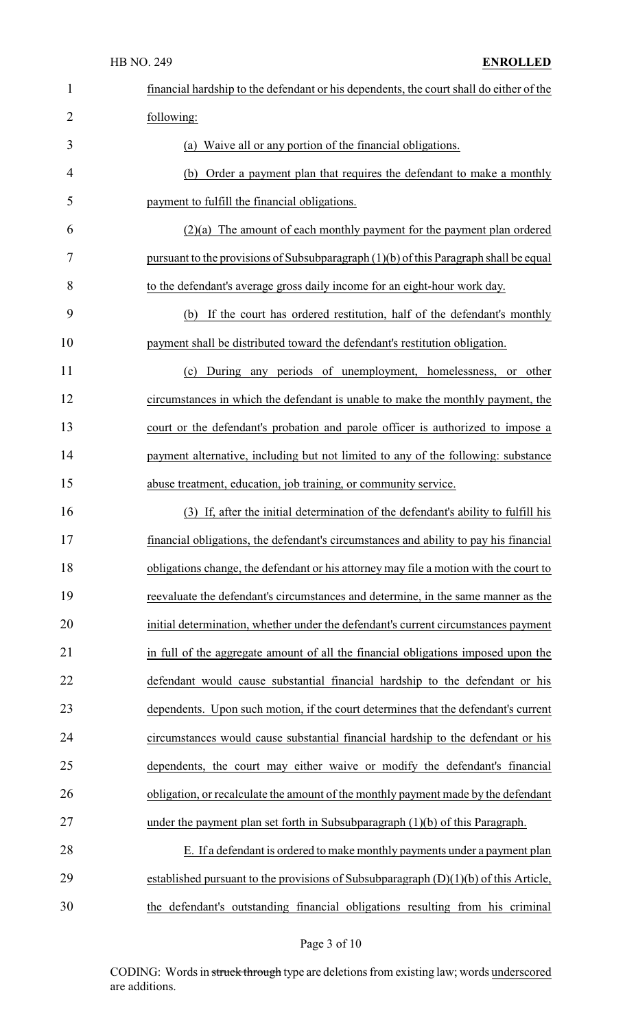financial hardship to the defendant or his dependents, the court shall do either of the following:

(a) Waive all or any portion of the financial obligations.

(b) Order a payment plan that requires the defendant to make a monthly payment to fulfill the financial obligations.

(2)(a) The amount of each monthly payment for the payment plan ordered pursuant to the provisions of Subsubparagraph (1)(b) of this Paragraph shall be equal to the defendant's average gross daily income for an eight-hour work day.

(b) If the court has ordered restitution, half of the defendant's monthly payment shall be distributed toward the defendant's restitution obligation.

(c) During any periods of unemployment, homelessness, or other circumstances in which the defendant is unable to make the monthly payment, the court or the defendant's probation and parole officer is authorized to impose a payment alternative, including but not limited to any of the following: substance abuse treatment, education, job training, or community service.

(3) If, after the initial determination of the defendant's ability to fulfill his financial obligations, the defendant's circumstances and ability to pay his financial obligations change, the defendant or his attorney may file a motion with the court to reevaluate the defendant's circumstances and determine, in the same manner as the initial determination, whether under the defendant's current circumstances payment in full of the aggregate amount of all the financial obligations imposed upon the defendant would cause substantial financial hardship to the defendant or his dependents. Upon such motion, if the court determines that the defendant's current circumstances would cause substantial financial hardship to the defendant or his dependents, the court may either waive or modify the defendant's financial obligation, or recalculate the amount of the monthly payment made by the defendant under the payment plan set forth in Subsubparagraph (1)(b) of this Paragraph.

E. If a defendant is ordered to make monthly payments under a payment plan established pursuant to the provisions of Subsubparagraph (D)(1)(b) of this Article, the defendant's outstanding financial obligations resulting from his criminal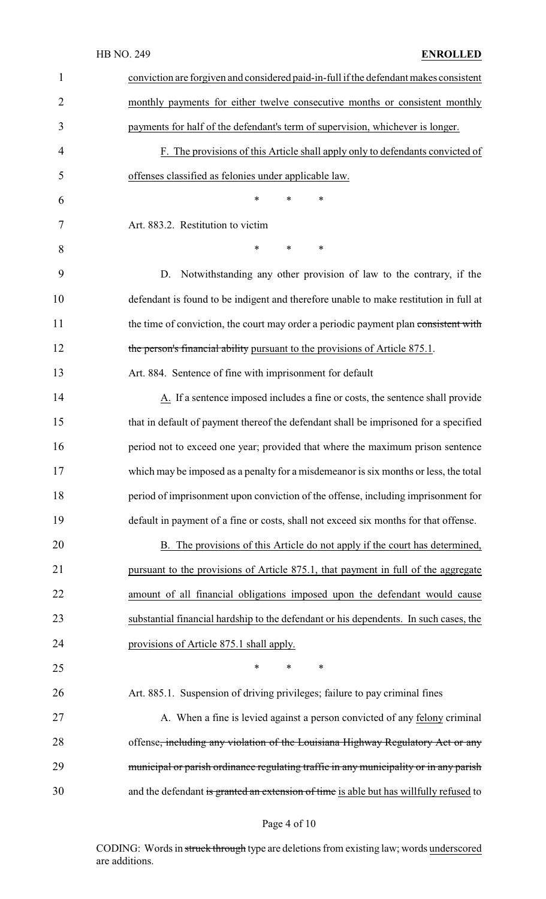conviction are forgiven and considered paid-in-full if the defendant makes consistent monthly payments for either twelve consecutive months or consistent monthly payments for half of the defendant's term of supervision, whichever is longer.

F. The provisions of this Article shall apply only to defendants convicted of offenses classified as felonies under applicable law.

\* \* \*

Art. 883.2. Restitution to victim

\* \* \*

D. Notwithstanding any other provision of law to the contrary, if the defendant is found to be indigent and therefore unable to make restitution in full at the time of conviction, the court may order a periodic payment plan ~~consistent with the person's financial ability~~ pursuant to the provisions of Article 875.1.

Art. 884. Sentence of fine with imprisonment for default

A. If a sentence imposed includes a fine or costs, the sentence shall provide that in default of payment thereof the defendant shall be imprisoned for a specified period not to exceed one year; provided that where the maximum prison sentence which may be imposed as a penalty for a misdemeanor is six months or less, the total period of imprisonment upon conviction of the offense, including imprisonment for default in payment of a fine or costs, shall not exceed six months for that offense.

B. The provisions of this Article do not apply if the court has determined, pursuant to the provisions of Article 875.1, that payment in full of the aggregate amount of all financial obligations imposed upon the defendant would cause substantial financial hardship to the defendant or his dependents. In such cases, the provisions of Article 875.1 shall apply.

\* \* \*

Art. 885.1. Suspension of driving privileges; failure to pay criminal fines

A. When a fine is levied against a person convicted of any felony criminal offense~~, including any violation of the Louisiana Highway Regulatory Act or any municipal or parish ordinance regulating traffic in any municipality or in any parish~~ and the defendant ~~is granted an extension of time~~ is able but has willfully refused to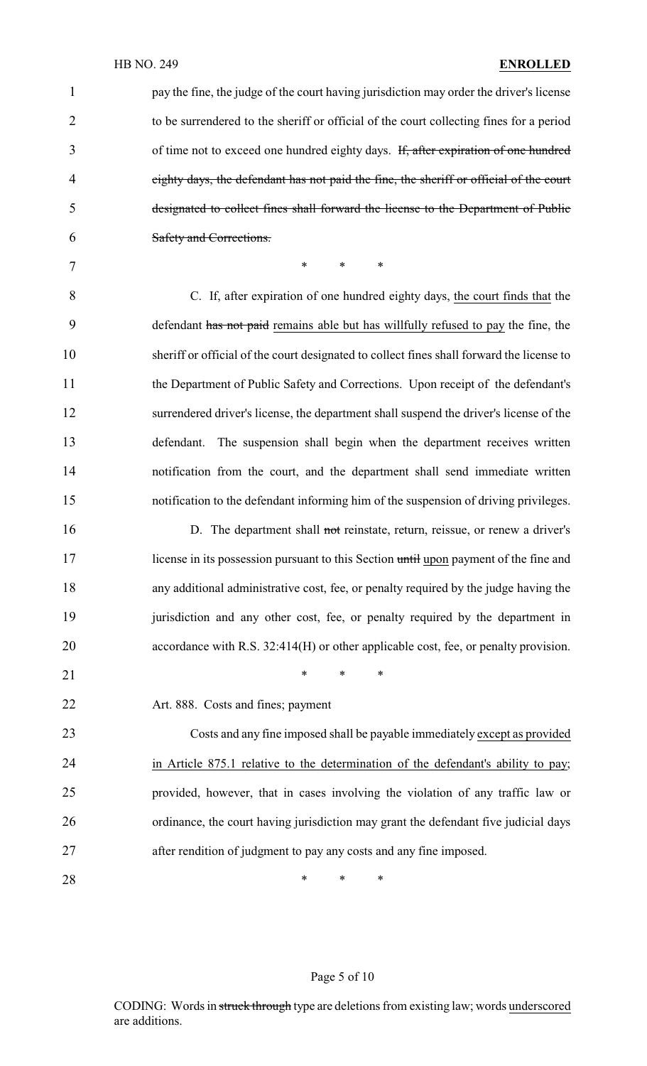pay the fine, the judge of the court having jurisdiction may order the driver's license to be surrendered to the sheriff or official of the court collecting fines for a period of time not to exceed one hundred eighty days. ~~If, after expiration of one hundred eighty days, the defendant has not paid the fine, the sheriff or official of the court designated to collect fines shall forward the license to the Department of Public Safety and Corrections.~~

\* \* \*

C. If, after expiration of one hundred eighty days, <u>the court finds that</u> the defendant ~~has not paid~~ <u>remains able but has willfully refused to pay</u> the fine, the sheriff or official of the court designated to collect fines shall forward the license to the Department of Public Safety and Corrections. Upon receipt of the defendant's surrendered driver's license, the department shall suspend the driver's license of the defendant. The suspension shall begin when the department receives written notification from the court, and the department shall send immediate written notification to the defendant informing him of the suspension of driving privileges.

D. The department shall ~~not~~ reinstate, return, reissue, or renew a driver's license in its possession pursuant to this Section ~~until~~ <u>upon</u> payment of the fine and any additional administrative cost, fee, or penalty required by the judge having the jurisdiction and any other cost, fee, or penalty required by the department in accordance with R.S. 32:414(H) or other applicable cost, fee, or penalty provision.

\* \* \*

Art. 888. Costs and fines; payment

Costs and any fine imposed shall be payable immediately <u>except as provided in Article 875.1 relative to the determination of the defendant's ability to pay</u>; provided, however, that in cases involving the violation of any traffic law or ordinance, the court having jurisdiction may grant the defendant five judicial days after rendition of judgment to pay any costs and any fine imposed.

\* \* \*

CODING: Words in ~~struck through~~ type are deletions from existing law; words <u>underscored</u> are additions.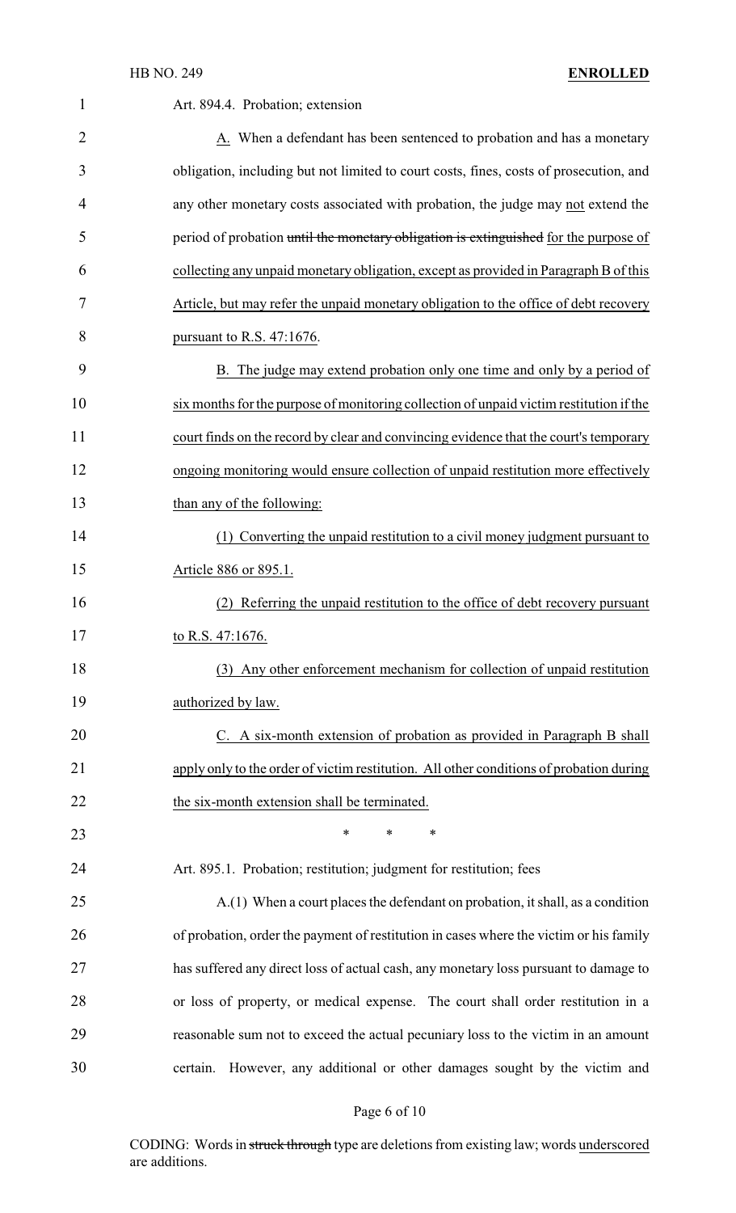Art. 894.4. Probation; extension

A. When a defendant has been sentenced to probation and has a monetary obligation, including but not limited to court costs, fines, costs of prosecution, and any other monetary costs associated with probation, the judge may not extend the period of probation ~~until the monetary obligation is extinguished~~ for the purpose of collecting any unpaid monetary obligation, except as provided in Paragraph B of this Article, but may refer the unpaid monetary obligation to the office of debt recovery pursuant to R.S. 47:1676.

B. The judge may extend probation only one time and only by a period of six months for the purpose of monitoring collection of unpaid victim restitution if the court finds on the record by clear and convincing evidence that the court's temporary ongoing monitoring would ensure collection of unpaid restitution more effectively than any of the following:

(1) Converting the unpaid restitution to a civil money judgment pursuant to Article 886 or 895.1.

(2) Referring the unpaid restitution to the office of debt recovery pursuant to R.S. 47:1676.

(3) Any other enforcement mechanism for collection of unpaid restitution authorized by law.

C. A six-month extension of probation as provided in Paragraph B shall apply only to the order of victim restitution. All other conditions of probation during the six-month extension shall be terminated.

\* \* \*

Art. 895.1. Probation; restitution; judgment for restitution; fees

A.(1) When a court places the defendant on probation, it shall, as a condition of probation, order the payment of restitution in cases where the victim or his family has suffered any direct loss of actual cash, any monetary loss pursuant to damage to or loss of property, or medical expense. The court shall order restitution in a reasonable sum not to exceed the actual pecuniary loss to the victim in an amount certain. However, any additional or other damages sought by the victim and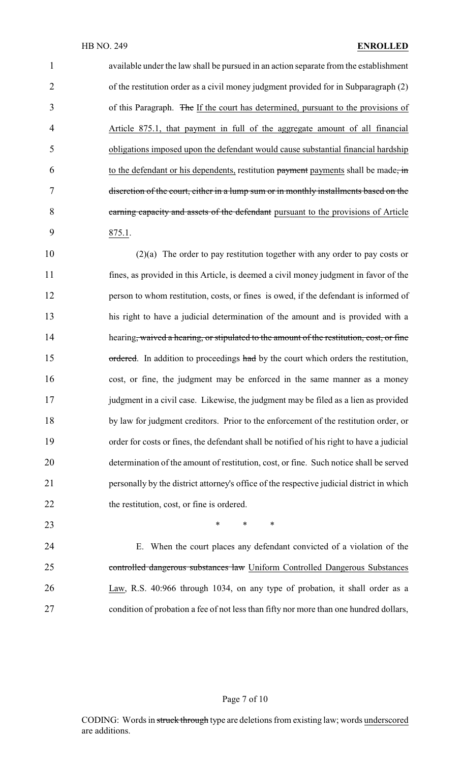available under the law shall be pursued in an action separate from the establishment of the restitution order as a civil money judgment provided for in Subparagraph (2) of this Paragraph. ~~The~~ If the court has determined, pursuant to the provisions of Article 875.1, that payment in full of the aggregate amount of all financial obligations imposed upon the defendant would cause substantial financial hardship to the defendant or his dependents, restitution ~~payment~~ payments shall be made~~, in discretion of the court, either in a lump sum or in monthly installments based on the earning capacity and assets of the defendant~~ pursuant to the provisions of Article 875.1.

(2)(a) The order to pay restitution together with any order to pay costs or fines, as provided in this Article, is deemed a civil money judgment in favor of the person to whom restitution, costs, or fines is owed, if the defendant is informed of his right to have a judicial determination of the amount and is provided with a hearing~~, waived a hearing, or stipulated to the amount of the restitution, cost, or fine ordered~~. In addition to proceedings ~~had~~ by the court which orders the restitution, cost, or fine, the judgment may be enforced in the same manner as a money judgment in a civil case. Likewise, the judgment may be filed as a lien as provided by law for judgment creditors. Prior to the enforcement of the restitution order, or order for costs or fines, the defendant shall be notified of his right to have a judicial determination of the amount of restitution, cost, or fine. Such notice shall be served personally by the district attorney's office of the respective judicial district in which the restitution, cost, or fine is ordered.

\* \* \*

E. When the court places any defendant convicted of a violation of the ~~controlled dangerous substances law~~ Uniform Controlled Dangerous Substances Law, R.S. 40:966 through 1034, on any type of probation, it shall order as a condition of probation a fee of not less than fifty nor more than one hundred dollars,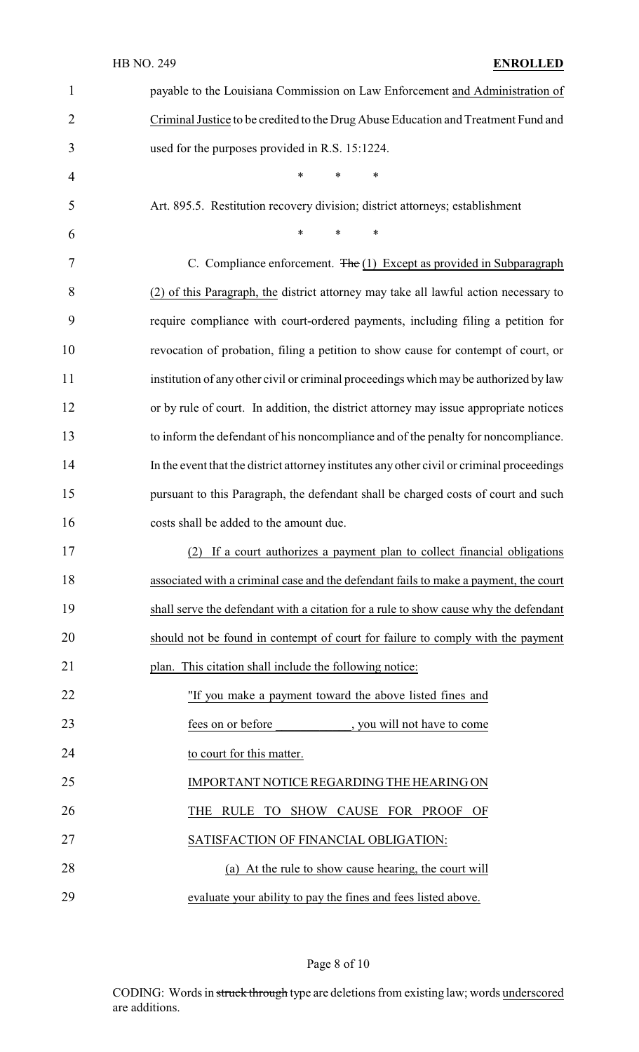payable to the Louisiana Commission on Law Enforcement and Administration of Criminal Justice to be credited to the Drug Abuse Education and Treatment Fund and used for the purposes provided in R.S. 15:1224.

\* \* \*

Art. 895.5. Restitution recovery division; district attorneys; establishment

\* \* \*

C. Compliance enforcement. ~~The~~ (1) Except as provided in Subparagraph (2) of this Paragraph, the district attorney may take all lawful action necessary to require compliance with court-ordered payments, including filing a petition for revocation of probation, filing a petition to show cause for contempt of court, or institution of any other civil or criminal proceedings which may be authorized by law or by rule of court. In addition, the district attorney may issue appropriate notices to inform the defendant of his noncompliance and of the penalty for noncompliance. In the event that the district attorney institutes any other civil or criminal proceedings pursuant to this Paragraph, the defendant shall be charged costs of court and such costs shall be added to the amount due.

(2) If a court authorizes a payment plan to collect financial obligations associated with a criminal case and the defendant fails to make a payment, the court shall serve the defendant with a citation for a rule to show cause why the defendant should not be found in contempt of court for failure to comply with the payment plan. This citation shall include the following notice:

"If you make a payment toward the above listed fines and fees on or before ____________, you will not have to come to court for this matter.

IMPORTANT NOTICE REGARDING THE HEARING ON THE RULE TO SHOW CAUSE FOR PROOF OF SATISFACTION OF FINANCIAL OBLIGATION:

(a) At the rule to show cause hearing, the court will evaluate your ability to pay the fines and fees listed above.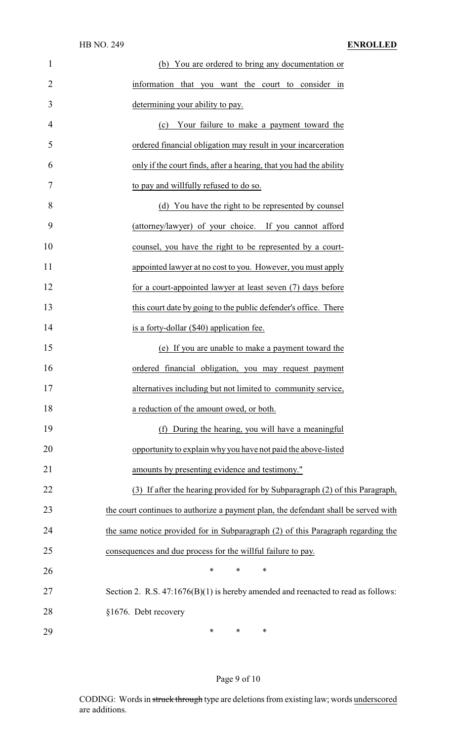(b) You are ordered to bring any documentation or information that you want the court to consider in determining your ability to pay.

(c) Your failure to make a payment toward the ordered financial obligation may result in your incarceration only if the court finds, after a hearing, that you had the ability to pay and willfully refused to do so.

(d) You have the right to be represented by counsel (attorney/lawyer) of your choice. If you cannot afford counsel, you have the right to be represented by a court-appointed lawyer at no cost to you. However, you must apply for a court-appointed lawyer at least seven (7) days before this court date by going to the public defender's office. There is a forty-dollar ($40) application fee.

(e) If you are unable to make a payment toward the ordered financial obligation, you may request payment alternatives including but not limited to community service, a reduction of the amount owed, or both.

(f) During the hearing, you will have a meaningful opportunity to explain why you have not paid the above-listed amounts by presenting evidence and testimony."

(3) If after the hearing provided for by Subparagraph (2) of this Paragraph, the court continues to authorize a payment plan, the defendant shall be served with the same notice provided for in Subparagraph (2) of this Paragraph regarding the consequences and due process for the willful failure to pay.

\* \* \*

Section 2. R.S. 47:1676(B)(1) is hereby amended and reenacted to read as follows:

§1676. Debt recovery

\* \* \*

CODING: Words in struck through type are deletions from existing law; words underscored are additions.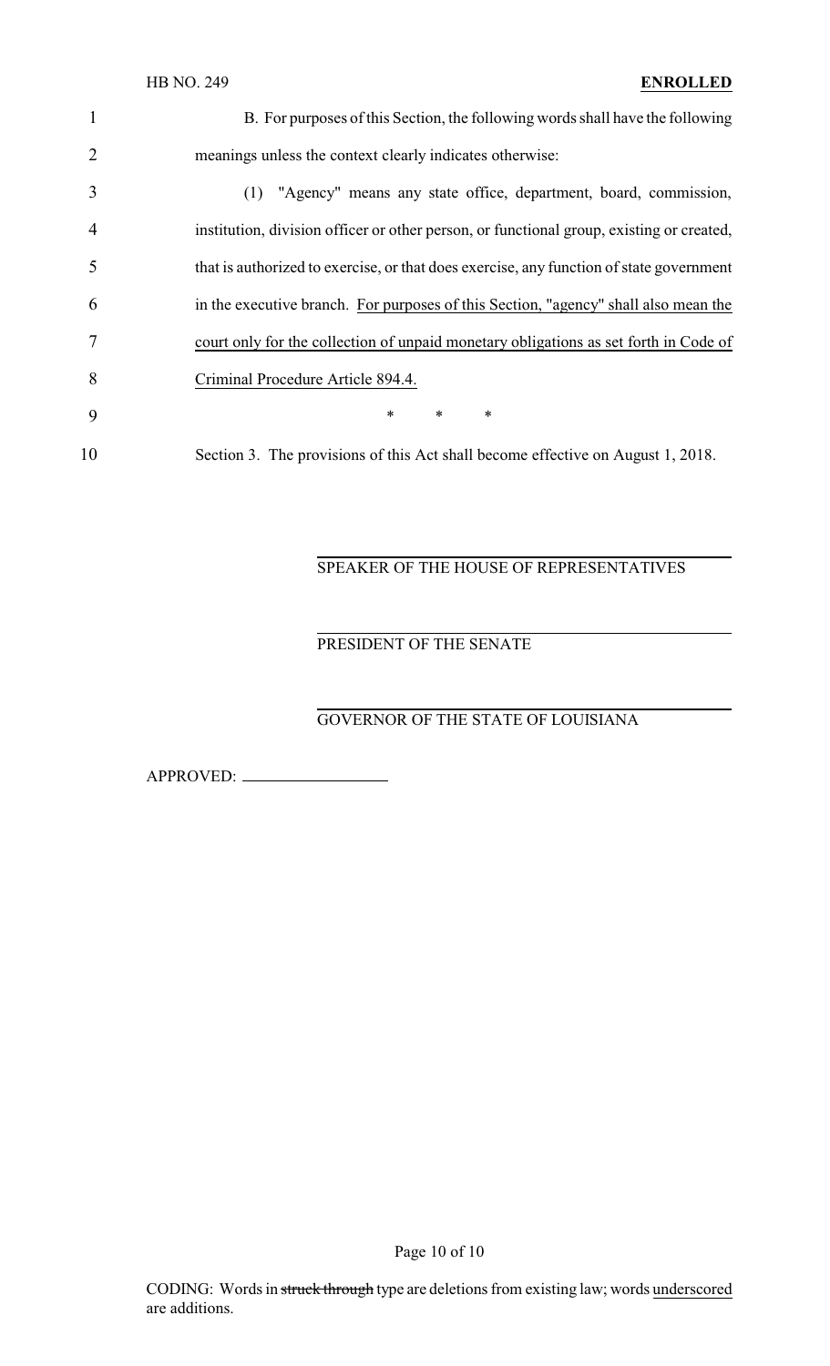B. For purposes of this Section, the following words shall have the following meanings unless the context clearly indicates otherwise:

(1) "Agency" means any state office, department, board, commission, institution, division officer or other person, or functional group, existing or created, that is authorized to exercise, or that does exercise, any function of state government in the executive branch. <u>For purposes of this Section, "agency" shall also mean the court only for the collection of unpaid monetary obligations as set forth in Code of Criminal Procedure Article 894.4.</u>

\* \* \*

Section 3. The provisions of this Act shall become effective on August 1, 2018.

SPEAKER OF THE HOUSE OF REPRESENTATIVES

PRESIDENT OF THE SENATE

GOVERNOR OF THE STATE OF LOUISIANA

APPROVED: ____________________

CODING: Words in ~~struck through~~ type are deletions from existing law; words <u>underscored</u> are additions.